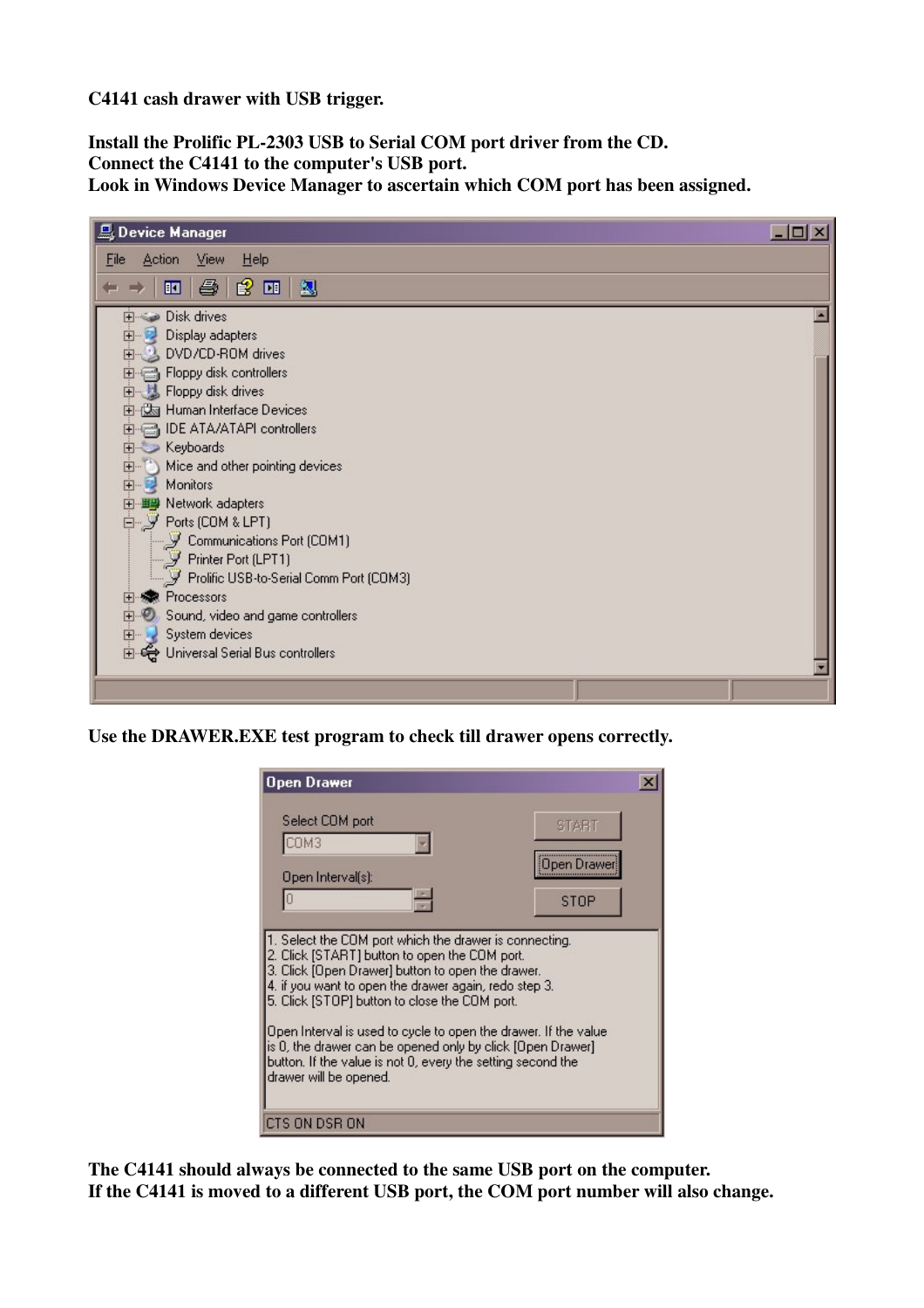**C4141 cash drawer with USB trigger.**

**Install the Prolific PL-2303 USB to Serial COM port driver from the CD.**
**Connect the C4141 to the computer's USB port.**
**Look in Windows Device Manager to ascertain which COM port has been assigned.**

**Use the DRAWER.EXE test program to check till drawer opens correctly.**

**The C4141 should always be connected to the same USB port on the computer.**
**If the C4141 is moved to a different USB port, the COM port number will also change.**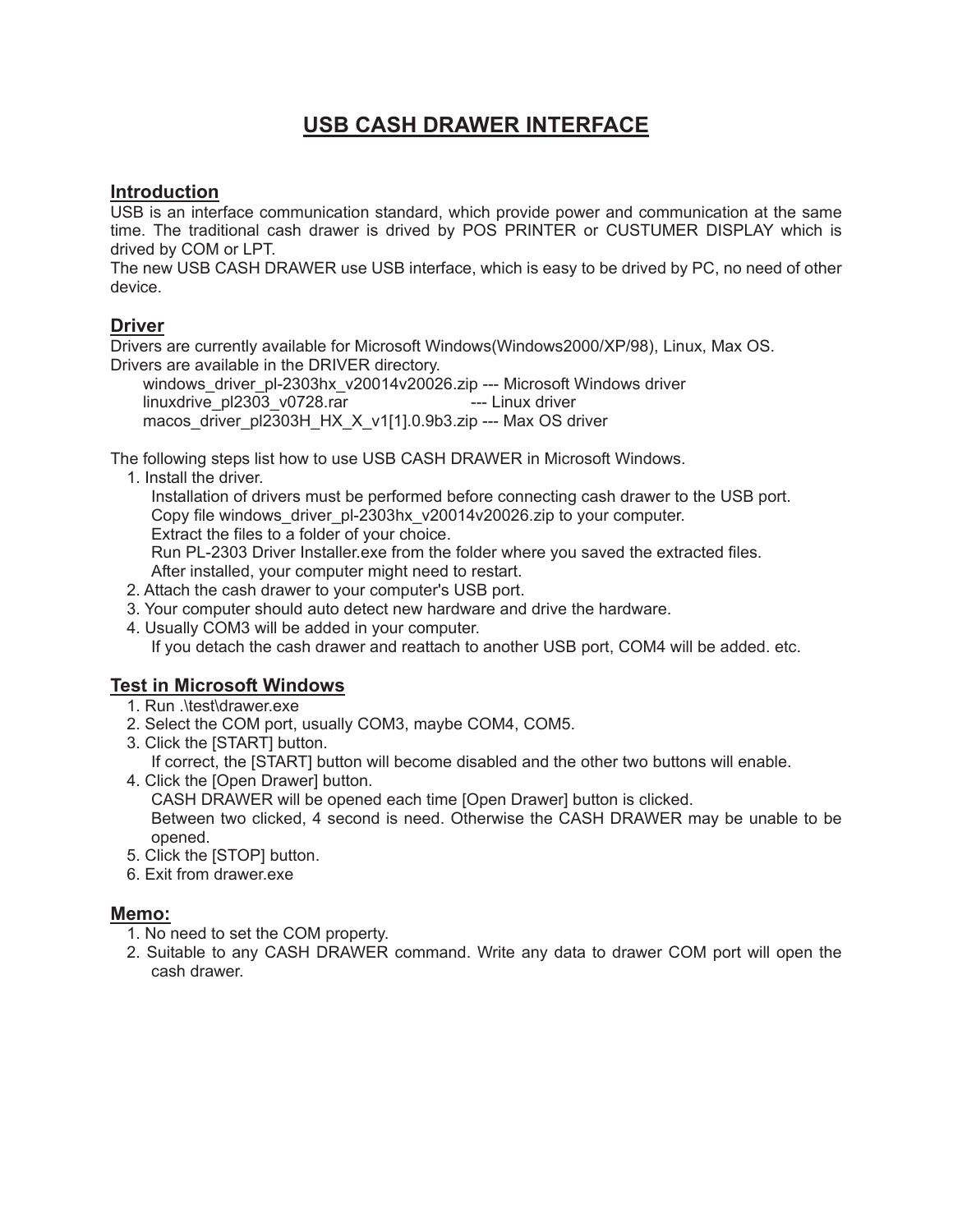# USB CASH DRAWER INTERFACE

## Introduction

USB is an interface communication standard, which provide power and communication at the same time. The traditional cash drawer is drived by POS PRINTER or CUSTUMER DISPLAY which is drived by COM or LPT.

The new USB CASH DRAWER use USB interface, which is easy to be drived by PC, no need of other device.

## Driver

Drivers are currently available for Microsoft Windows(Windows2000/XP/98), Linux, Max OS.
Drivers are available in the DRIVER directory.

windows_driver_pl-2303hx_v20014v20026.zip --- Microsoft Windows driver
linuxdrive_pl2303_v0728.rar --- Linux driver
macos_driver_pl2303H_HX_X_v1[1].0.9b3.zip --- Max OS driver

The following steps list how to use USB CASH DRAWER in Microsoft Windows.

1. Install the driver.
   Installation of drivers must be performed before connecting cash drawer to the USB port.
   Copy file windows_driver_pl-2303hx_v20014v20026.zip to your computer.
   Extract the files to a folder of your choice.
   Run PL-2303 Driver Installer.exe from the folder where you saved the extracted files.
   After installed, your computer might need to restart.
2. Attach the cash drawer to your computer's USB port.
3. Your computer should auto detect new hardware and drive the hardware.
4. Usually COM3 will be added in your computer.
   If you detach the cash drawer and reattach to another USB port, COM4 will be added. etc.

## Test in Microsoft Windows

1. Run .\test\drawer.exe
2. Select the COM port, usually COM3, maybe COM4, COM5.
3. Click the [START] button.
   If correct, the [START] button will become disabled and the other two buttons will enable.
4. Click the [Open Drawer] button.
   CASH DRAWER will be opened each time [Open Drawer] button is clicked.
   Between two clicked, 4 second is need. Otherwise the CASH DRAWER may be unable to be opened.
5. Click the [STOP] button.
6. Exit from drawer.exe

## Memo:

1. No need to set the COM property.
2. Suitable to any CASH DRAWER command. Write any data to drawer COM port will open the cash drawer.